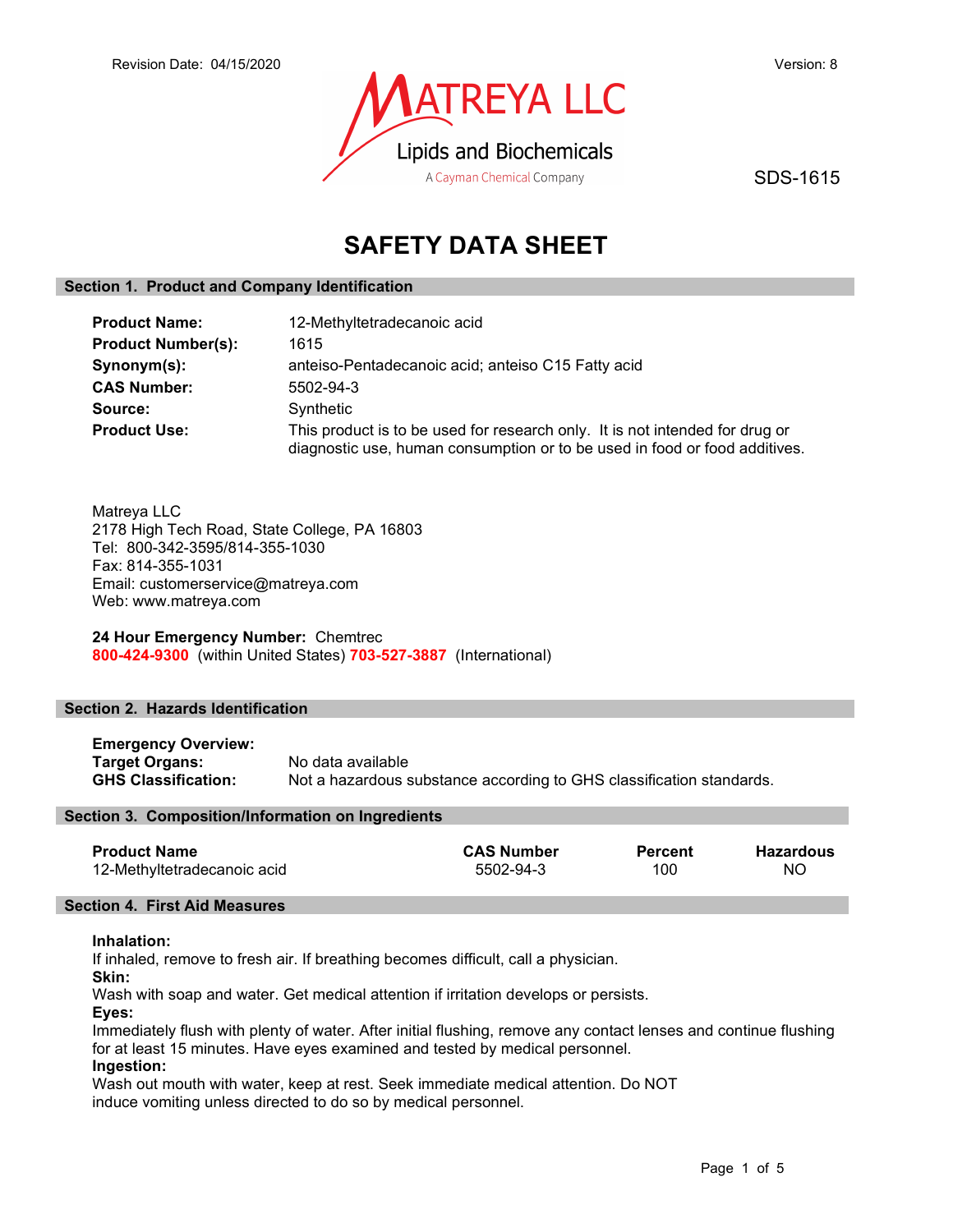Revision Date: 04/15/2020

Version: 8

MATREYA LLC

Lipids and Biochemicals

A Cayman Chemical Company

SDS-1615

# SAFETY DATA SHEET

## Section 1. Product and Company Identification

**Product Name:** 12-Methyltetradecanoic acid

**Product Number(s):** 1615

**Synonym(s):** anteiso-Pentadecanoic acid; anteiso C15 Fatty acid

**CAS Number:** 5502-94-3

**Source:** Synthetic

**Product Use:** This product is to be used for research only. It is not intended for drug or diagnostic use, human consumption or to be used in food or food additives.

Matreya LLC
2178 High Tech Road, State College, PA 16803
Tel: 800-342-3595/814-355-1030
Fax: 814-355-1031
Email: customerservice@matreya.com
Web: www.matreya.com

**24 Hour Emergency Number:** Chemtrec
**800-424-9300** (within United States) **703-527-3887** (International)

## Section 2. Hazards Identification

**Emergency Overview:**

**Target Organs:** No data available

**GHS Classification:** Not a hazardous substance according to GHS classification standards.

## Section 3. Composition/Information on Ingredients

| Product Name | CAS Number | Percent | Hazardous |
|---|---|---|---|
| 12-Methyltetradecanoic acid | 5502-94-3 | 100 | NO |

## Section 4. First Aid Measures

**Inhalation:**
If inhaled, remove to fresh air. If breathing becomes difficult, call a physician.

**Skin:**
Wash with soap and water. Get medical attention if irritation develops or persists.

**Eyes:**
Immediately flush with plenty of water. After initial flushing, remove any contact lenses and continue flushing for at least 15 minutes. Have eyes examined and tested by medical personnel.

**Ingestion:**
Wash out mouth with water, keep at rest. Seek immediate medical attention. Do NOT induce vomiting unless directed to do so by medical personnel.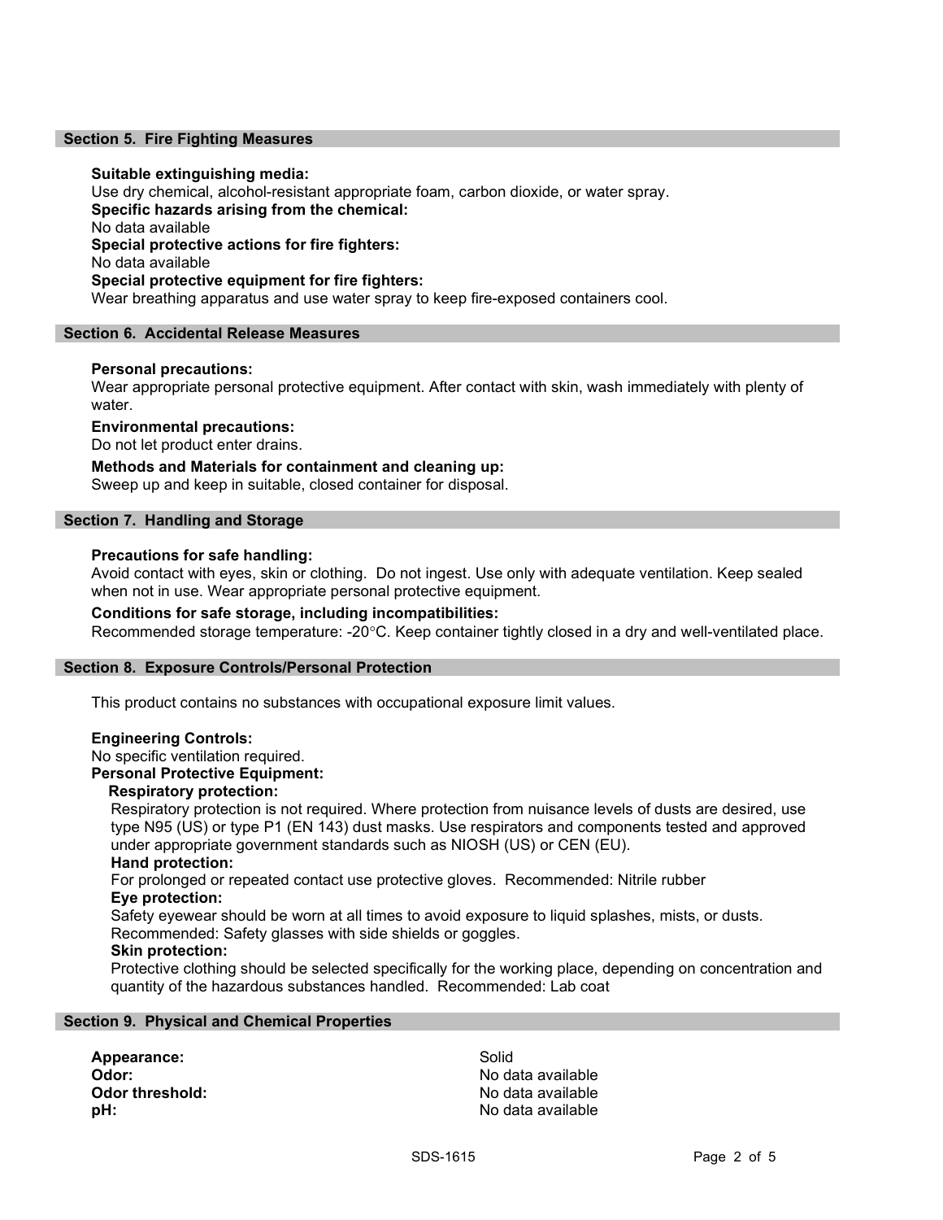## Section 5. Fire Fighting Measures

**Suitable extinguishing media:**
Use dry chemical, alcohol-resistant appropriate foam, carbon dioxide, or water spray.

**Specific hazards arising from the chemical:**
No data available

**Special protective actions for fire fighters:**
No data available

**Special protective equipment for fire fighters:**
Wear breathing apparatus and use water spray to keep fire-exposed containers cool.

## Section 6. Accidental Release Measures

**Personal precautions:**
Wear appropriate personal protective equipment. After contact with skin, wash immediately with plenty of water.

**Environmental precautions:**
Do not let product enter drains.

**Methods and Materials for containment and cleaning up:**
Sweep up and keep in suitable, closed container for disposal.

## Section 7. Handling and Storage

**Precautions for safe handling:**
Avoid contact with eyes, skin or clothing. Do not ingest. Use only with adequate ventilation. Keep sealed when not in use. Wear appropriate personal protective equipment.

**Conditions for safe storage, including incompatibilities:**
Recommended storage temperature: -20°C. Keep container tightly closed in a dry and well-ventilated place.

## Section 8. Exposure Controls/Personal Protection

This product contains no substances with occupational exposure limit values.

**Engineering Controls:**
No specific ventilation required.

**Personal Protective Equipment:**

**Respiratory protection:**
Respiratory protection is not required. Where protection from nuisance levels of dusts are desired, use type N95 (US) or type P1 (EN 143) dust masks. Use respirators and components tested and approved under appropriate government standards such as NIOSH (US) or CEN (EU).

**Hand protection:**
For prolonged or repeated contact use protective gloves. Recommended: Nitrile rubber

**Eye protection:**
Safety eyewear should be worn at all times to avoid exposure to liquid splashes, mists, or dusts. Recommended: Safety glasses with side shields or goggles.

**Skin protection:**
Protective clothing should be selected specifically for the working place, depending on concentration and quantity of the hazardous substances handled. Recommended: Lab coat

## Section 9. Physical and Chemical Properties

| | |
|---|---|
| **Appearance:** | Solid |
| **Odor:** | No data available |
| **Odor threshold:** | No data available |
| **pH:** | No data available |

SDS-1615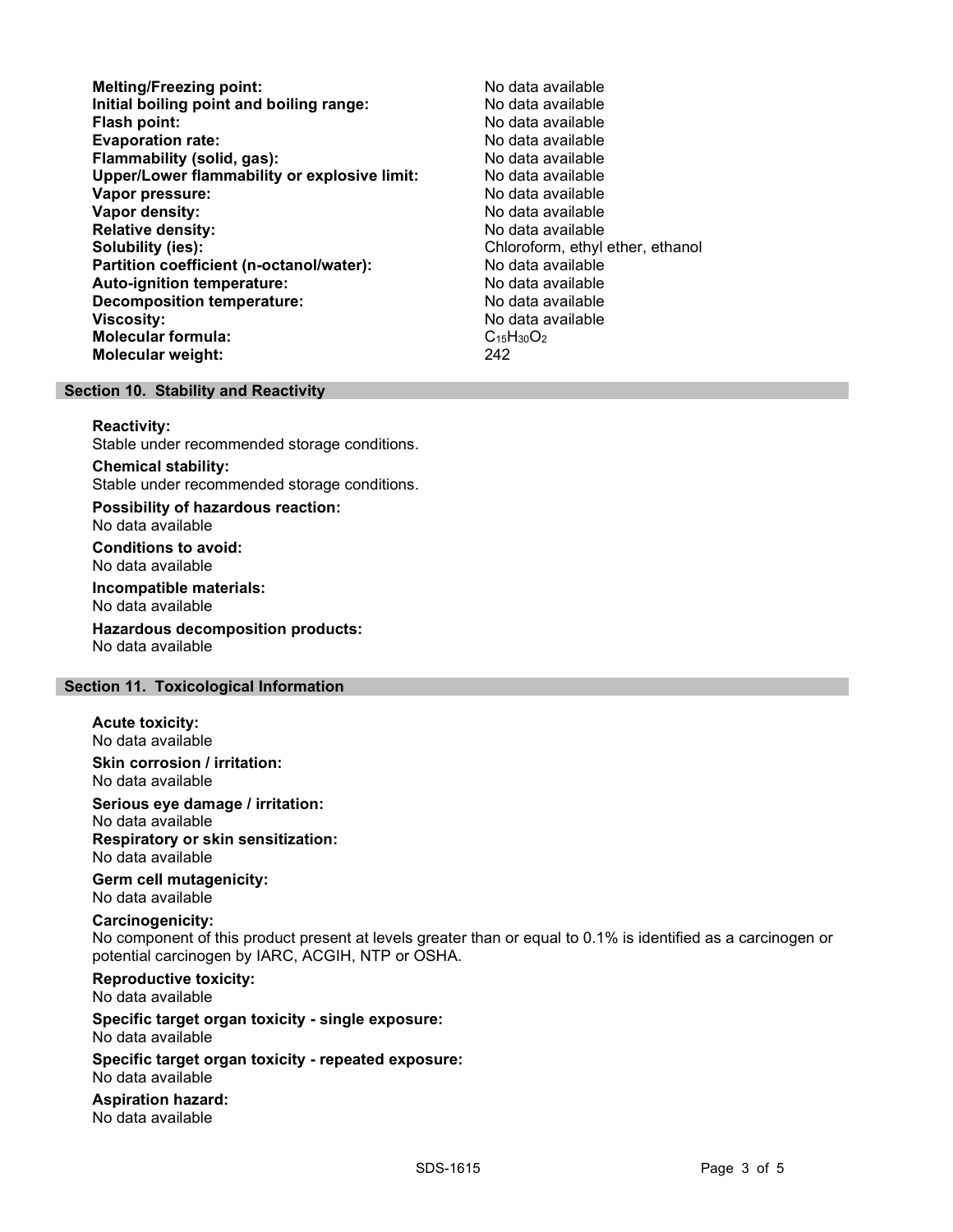| | |
|---|---|
| **Melting/Freezing point:** | No data available |
| **Initial boiling point and boiling range:** | No data available |
| **Flash point:** | No data available |
| **Evaporation rate:** | No data available |
| **Flammability (solid, gas):** | No data available |
| **Upper/Lower flammability or explosive limit:** | No data available |
| **Vapor pressure:** | No data available |
| **Vapor density:** | No data available |
| **Relative density:** | No data available |
| **Solubility (ies):** | Chloroform, ethyl ether, ethanol |
| **Partition coefficient (n-octanol/water):** | No data available |
| **Auto-ignition temperature:** | No data available |
| **Decomposition temperature:** | No data available |
| **Viscosity:** | No data available |
| **Molecular formula:** | $C_{15}H_{30}O_2$ |
| **Molecular weight:** | 242 |

## Section 10. Stability and Reactivity

**Reactivity:**
Stable under recommended storage conditions.

**Chemical stability:**
Stable under recommended storage conditions.

**Possibility of hazardous reaction:**
No data available

**Conditions to avoid:**
No data available

**Incompatible materials:**
No data available

**Hazardous decomposition products:**
No data available

## Section 11. Toxicological Information

**Acute toxicity:**
No data available

**Skin corrosion / irritation:**
No data available

**Serious eye damage / irritation:**
No data available

**Respiratory or skin sensitization:**
No data available

**Germ cell mutagenicity:**
No data available

**Carcinogenicity:**
No component of this product present at levels greater than or equal to 0.1% is identified as a carcinogen or potential carcinogen by IARC, ACGIH, NTP or OSHA.

**Reproductive toxicity:**
No data available

**Specific target organ toxicity - single exposure:**
No data available

**Specific target organ toxicity - repeated exposure:**
No data available

**Aspiration hazard:**
No data available

SDS-1615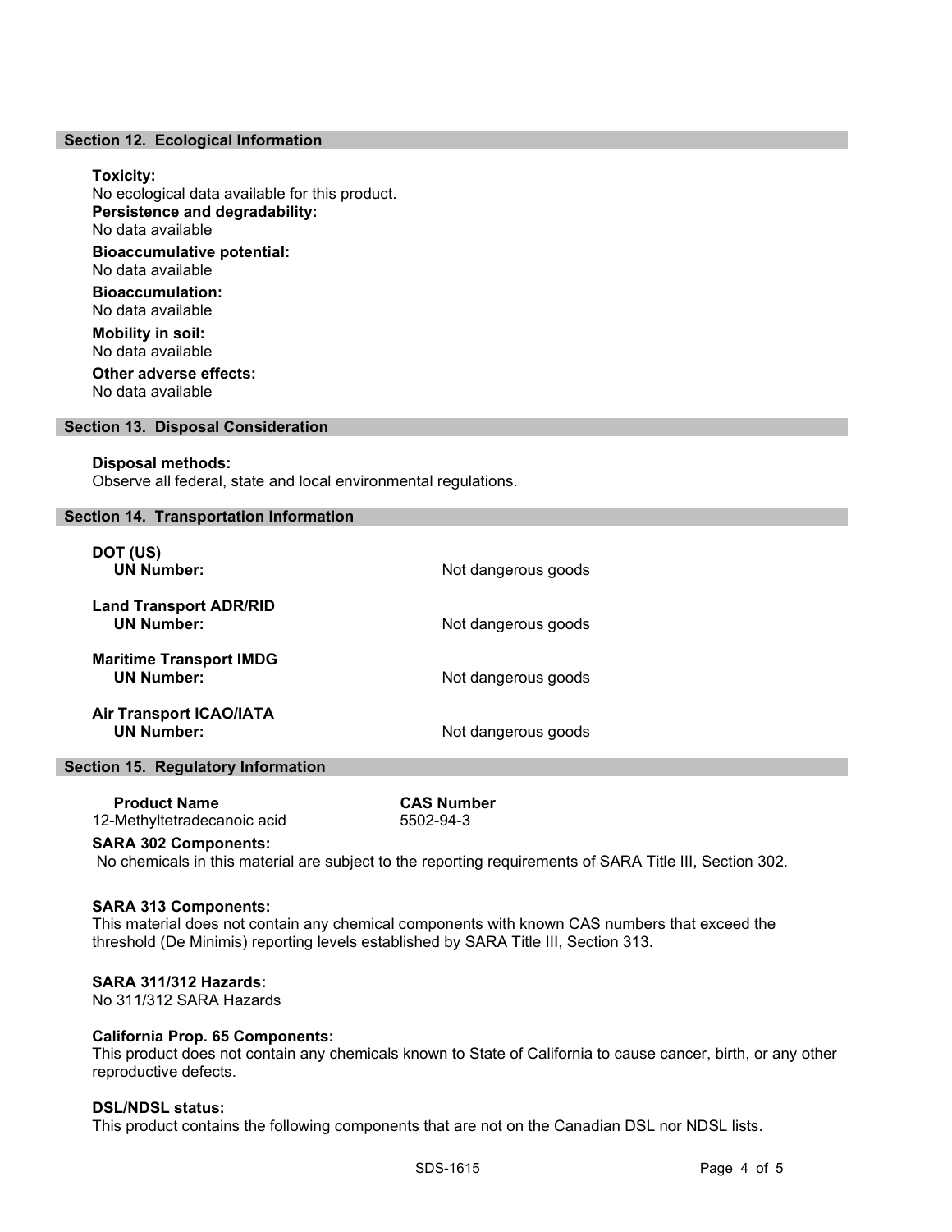## Section 12. Ecological Information

**Toxicity:**
No ecological data available for this product.

**Persistence and degradability:**
No data available

**Bioaccumulative potential:**
No data available

**Bioaccumulation:**
No data available

**Mobility in soil:**
No data available

**Other adverse effects:**
No data available

## Section 13. Disposal Consideration

**Disposal methods:**
Observe all federal, state and local environmental regulations.

## Section 14. Transportation Information

**DOT (US)**

| | |
|---|---|
| **UN Number:** | Not dangerous goods |

**Land Transport ADR/RID**

| | |
|---|---|
| **UN Number:** | Not dangerous goods |

**Maritime Transport IMDG**

| | |
|---|---|
| **UN Number:** | Not dangerous goods |

**Air Transport ICAO/IATA**

| | |
|---|---|
| **UN Number:** | Not dangerous goods |

## Section 15. Regulatory Information

| **Product Name** | **CAS Number** |
|---|---|
| 12-Methyltetradecanoic acid | 5502-94-3 |

**SARA 302 Components:**
No chemicals in this material are subject to the reporting requirements of SARA Title III, Section 302.

**SARA 313 Components:**
This material does not contain any chemical components with known CAS numbers that exceed the threshold (De Minimis) reporting levels established by SARA Title III, Section 313.

**SARA 311/312 Hazards:**
No 311/312 SARA Hazards

**California Prop. 65 Components:**
This product does not contain any chemicals known to State of California to cause cancer, birth, or any other reproductive defects.

**DSL/NDSL status:**
This product contains the following components that are not on the Canadian DSL nor NDSL lists.

SDS-1615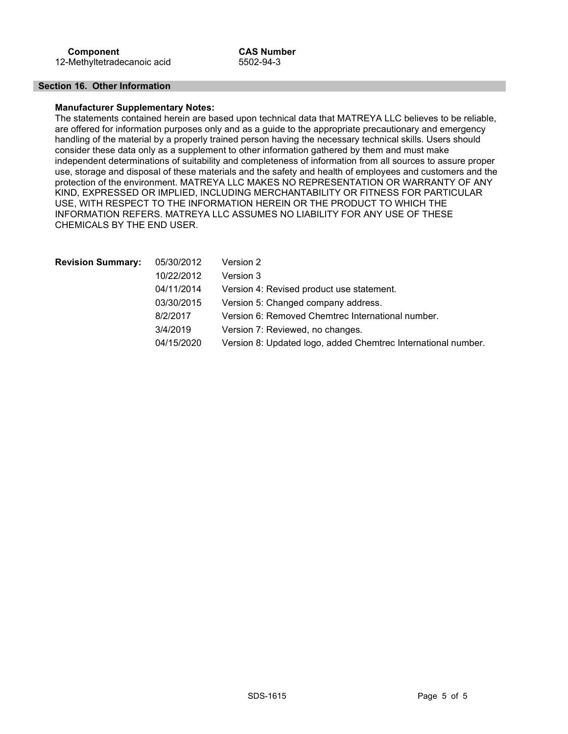| Component | CAS Number |
|---|---|
| 12-Methyltetradecanoic acid | 5502-94-3 |

## Section 16. Other Information

**Manufacturer Supplementary Notes:**

The statements contained herein are based upon technical data that MATREYA LLC believes to be reliable, are offered for information purposes only and as a guide to the appropriate precautionary and emergency handling of the material by a properly trained person having the necessary technical skills. Users should consider these data only as a supplement to other information gathered by them and must make independent determinations of suitability and completeness of information from all sources to assure proper use, storage and disposal of these materials and the safety and health of employees and customers and the protection of the environment. MATREYA LLC MAKES NO REPRESENTATION OR WARRANTY OF ANY KIND, EXPRESSED OR IMPLIED, INCLUDING MERCHANTABILITY OR FITNESS FOR PARTICULAR USE, WITH RESPECT TO THE INFORMATION HEREIN OR THE PRODUCT TO WHICH THE INFORMATION REFERS. MATREYA LLC ASSUMES NO LIABILITY FOR ANY USE OF THESE CHEMICALS BY THE END USER.

| | | |
|---|---|---|
| **Revision Summary:** | 05/30/2012 | Version 2 |
| | 10/22/2012 | Version 3 |
| | 04/11/2014 | Version 4: Revised product use statement. |
| | 03/30/2015 | Version 5: Changed company address. |
| | 8/2/2017 | Version 6: Removed Chemtrec International number. |
| | 3/4/2019 | Version 7: Reviewed, no changes. |
| | 04/15/2020 | Version 8: Updated logo, added Chemtrec International number. |

SDS-1615